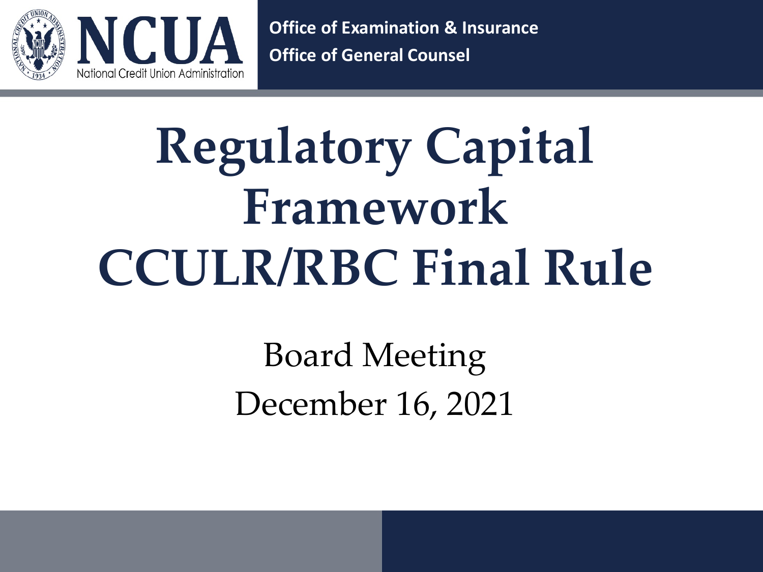NCUA

National Credit Union Administration

**Office of Examination & Insurance**

**Office of General Counsel**

# Regulatory Capital Framework CCULR/RBC Final Rule

Board Meeting

December 16, 2021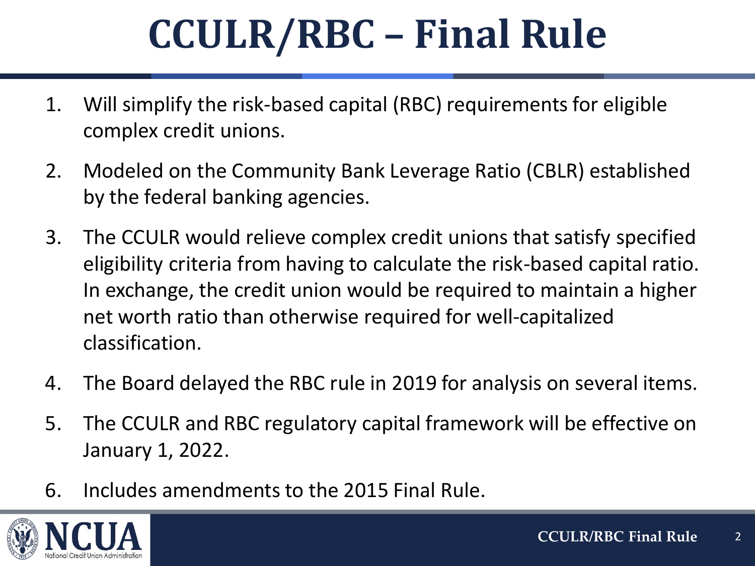# CCULR/RBC – Final Rule

1. Will simplify the risk-based capital (RBC) requirements for eligible complex credit unions.
2. Modeled on the Community Bank Leverage Ratio (CBLR) established by the federal banking agencies.
3. The CCULR would relieve complex credit unions that satisfy specified eligibility criteria from having to calculate the risk-based capital ratio. In exchange, the credit union would be required to maintain a higher net worth ratio than otherwise required for well-capitalized classification.
4. The Board delayed the RBC rule in 2019 for analysis on several items.
5. The CCULR and RBC regulatory capital framework will be effective on January 1, 2022.
6. Includes amendments to the 2015 Final Rule.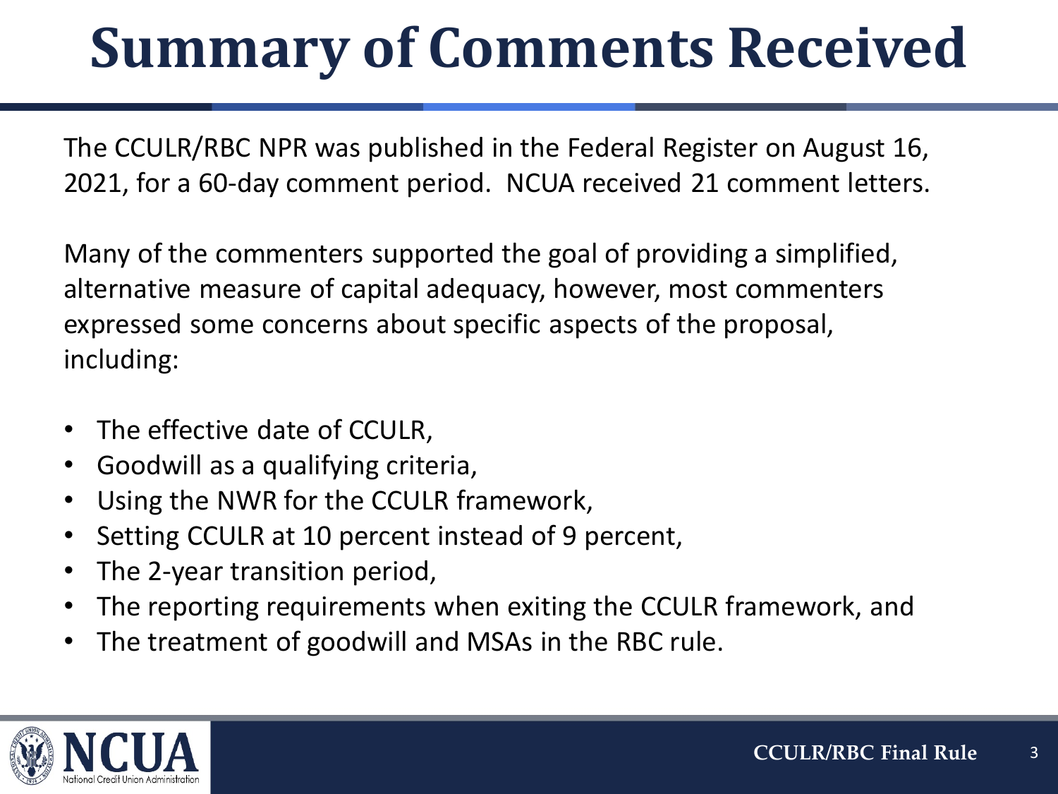# Summary of Comments Received

The CCULR/RBC NPR was published in the Federal Register on August 16, 2021, for a 60-day comment period. NCUA received 21 comment letters.

Many of the commenters supported the goal of providing a simplified, alternative measure of capital adequacy, however, most commenters expressed some concerns about specific aspects of the proposal, including:

- The effective date of CCULR,
- Goodwill as a qualifying criteria,
- Using the NWR for the CCULR framework,
- Setting CCULR at 10 percent instead of 9 percent,
- The 2-year transition period,
- The reporting requirements when exiting the CCULR framework, and
- The treatment of goodwill and MSAs in the RBC rule.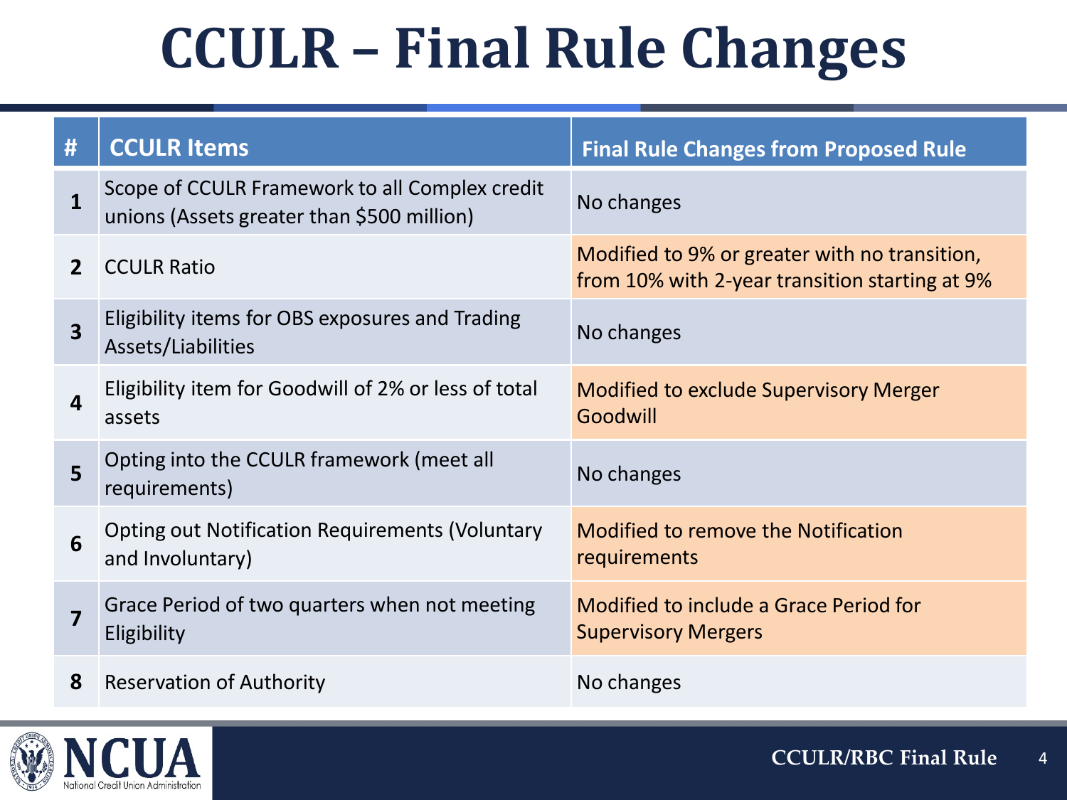# CCULR – Final Rule Changes

| # | CCULR Items | Final Rule Changes from Proposed Rule |
|---|---|---|
| 1 | Scope of CCULR Framework to all Complex credit unions (Assets greater than $500 million) | No changes |
| 2 | CCULR Ratio | Modified to 9% or greater with no transition, from 10% with 2-year transition starting at 9% |
| 3 | Eligibility items for OBS exposures and Trading Assets/Liabilities | No changes |
| 4 | Eligibility item for Goodwill of 2% or less of total assets | Modified to exclude Supervisory Merger Goodwill |
| 5 | Opting into the CCULR framework (meet all requirements) | No changes |
| 6 | Opting out Notification Requirements (Voluntary and Involuntary) | Modified to remove the Notification requirements |
| 7 | Grace Period of two quarters when not meeting Eligibility | Modified to include a Grace Period for Supervisory Mergers |
| 8 | Reservation of Authority | No changes |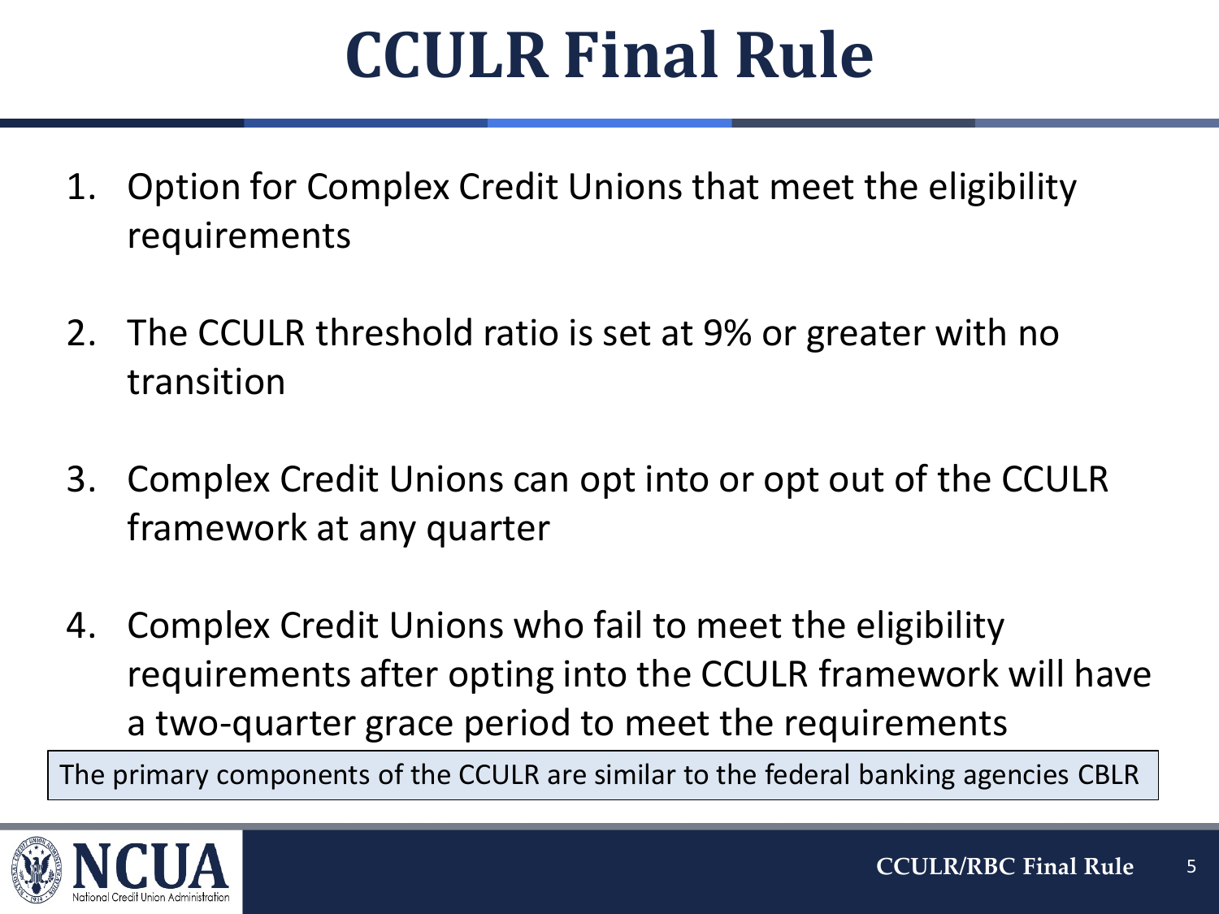# CCULR Final Rule

1. Option for Complex Credit Unions that meet the eligibility requirements

2. The CCULR threshold ratio is set at 9% or greater with no transition

3. Complex Credit Unions can opt into or opt out of the CCULR framework at any quarter

4. Complex Credit Unions who fail to meet the eligibility requirements after opting into the CCULR framework will have a two-quarter grace period to meet the requirements

The primary components of the CCULR are similar to the federal banking agencies CBLR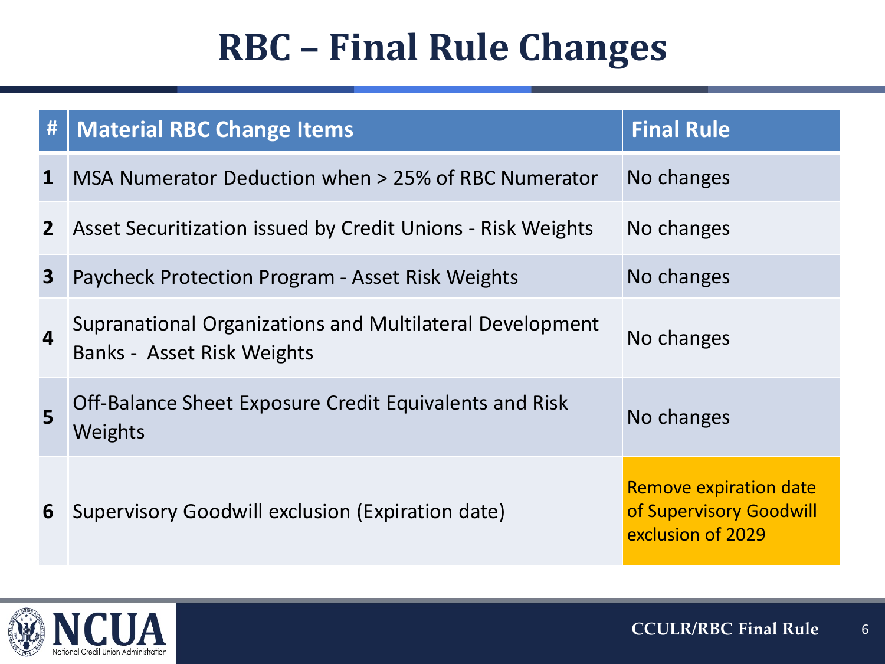# RBC – Final Rule Changes

| # | Material RBC Change Items | Final Rule |
|---|---|---|
| 1 | MSA Numerator Deduction when > 25% of RBC Numerator | No changes |
| 2 | Asset Securitization issued by Credit Unions - Risk Weights | No changes |
| 3 | Paycheck Protection Program - Asset Risk Weights | No changes |
| 4 | Supranational Organizations and Multilateral Development Banks - Asset Risk Weights | No changes |
| 5 | Off-Balance Sheet Exposure Credit Equivalents and Risk Weights | No changes |
| 6 | Supervisory Goodwill exclusion (Expiration date) | Remove expiration date of Supervisory Goodwill exclusion of 2029 |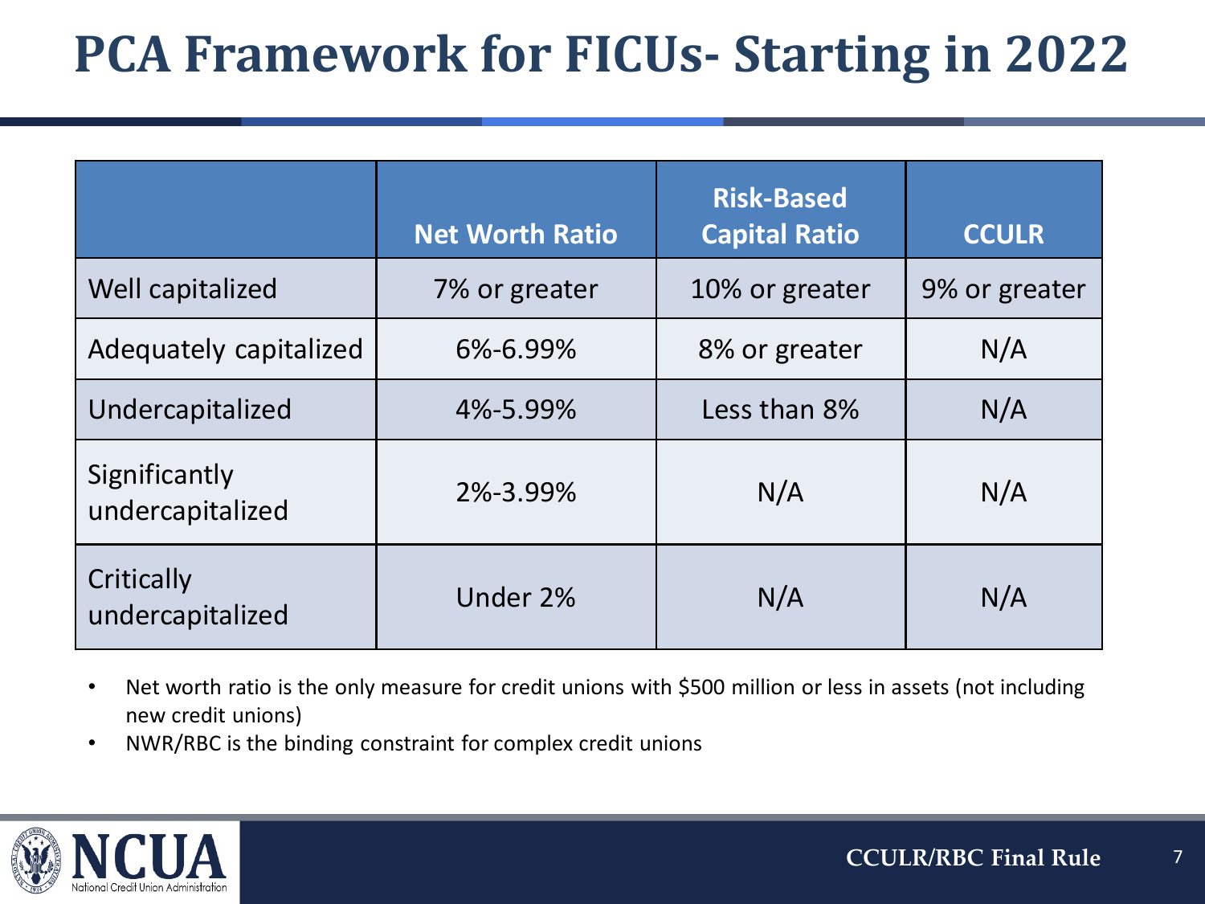# PCA Framework for FICUs- Starting in 2022

| | Net Worth Ratio | Risk-Based Capital Ratio | CCULR |
|---|---|---|---|
| Well capitalized | 7% or greater | 10% or greater | 9% or greater |
| Adequately capitalized | 6%-6.99% | 8% or greater | N/A |
| Undercapitalized | 4%-5.99% | Less than 8% | N/A |
| Significantly undercapitalized | 2%-3.99% | N/A | N/A |
| Critically undercapitalized | Under 2% | N/A | N/A |

- Net worth ratio is the only measure for credit unions with $500 million or less in assets (not including new credit unions)
- NWR/RBC is the binding constraint for complex credit unions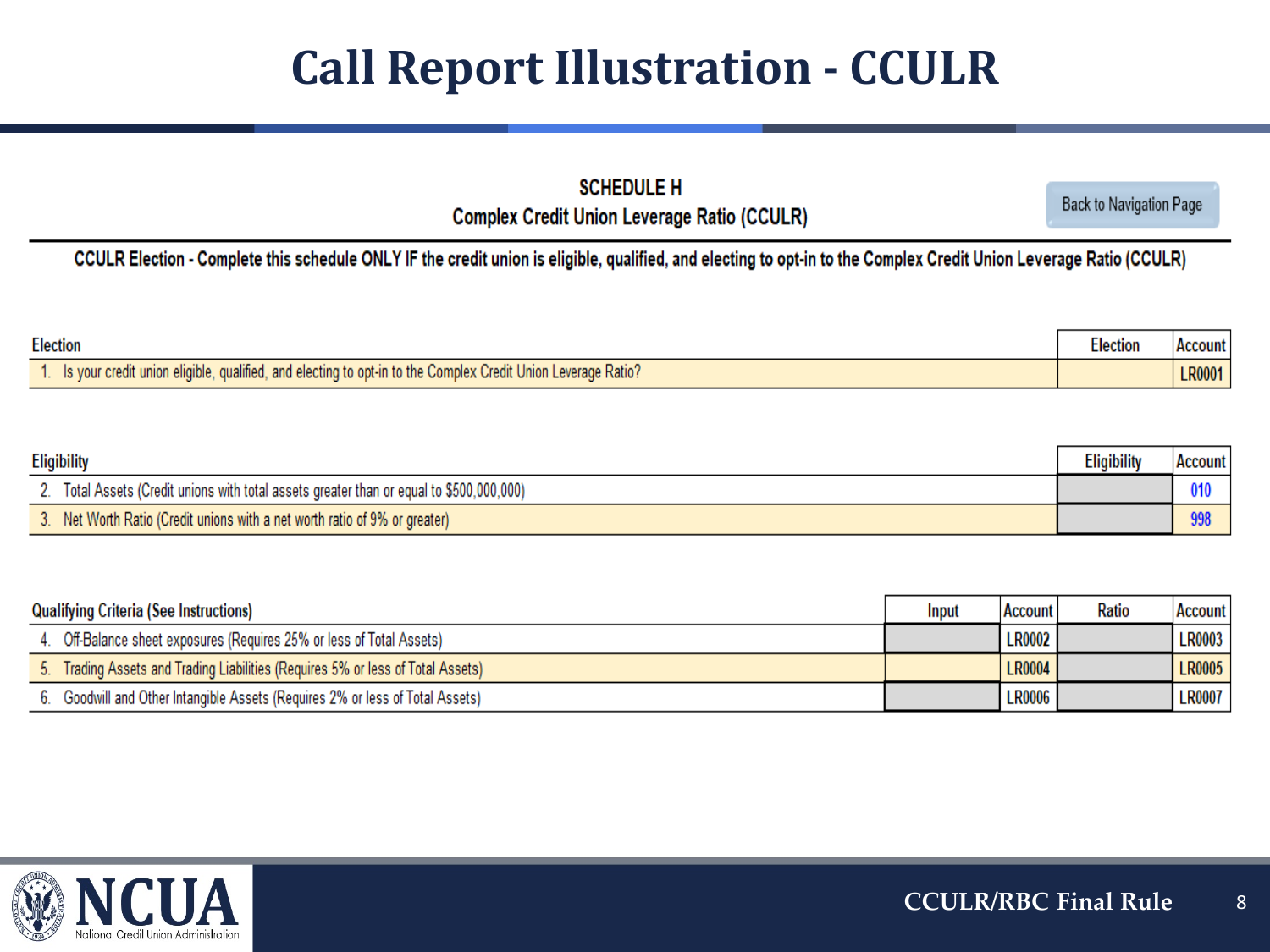# Call Report Illustration - CCULR

## SCHEDULE H
### Complex Credit Union Leverage Ratio (CCULR)

Back to Navigation Page

**CCULR Election - Complete this schedule ONLY IF the credit union is eligible, qualified, and electing to opt-in to the Complex Credit Union Leverage Ratio (CCULR)**

| Election | Election | Account |
|---|---|---|
| 1. Is your credit union eligible, qualified, and electing to opt-in to the Complex Credit Union Leverage Ratio? | | LR0001 |

| Eligibility | Eligibility | Account |
|---|---|---|
| 2. Total Assets (Credit unions with total assets greater than or equal to $500,000,000) | | 010 |
| 3. Net Worth Ratio (Credit unions with a net worth ratio of 9% or greater) | | 998 |

| Qualifying Criteria (See Instructions) | Input | Account | Ratio | Account |
|---|---|---|---|---|
| 4. Off-Balance sheet exposures (Requires 25% or less of Total Assets) | | LR0002 | | LR0003 |
| 5. Trading Assets and Trading Liabilities (Requires 5% or less of Total Assets) | | LR0004 | | LR0005 |
| 6. Goodwill and Other Intangible Assets (Requires 2% or less of Total Assets) | | LR0006 | | LR0007 |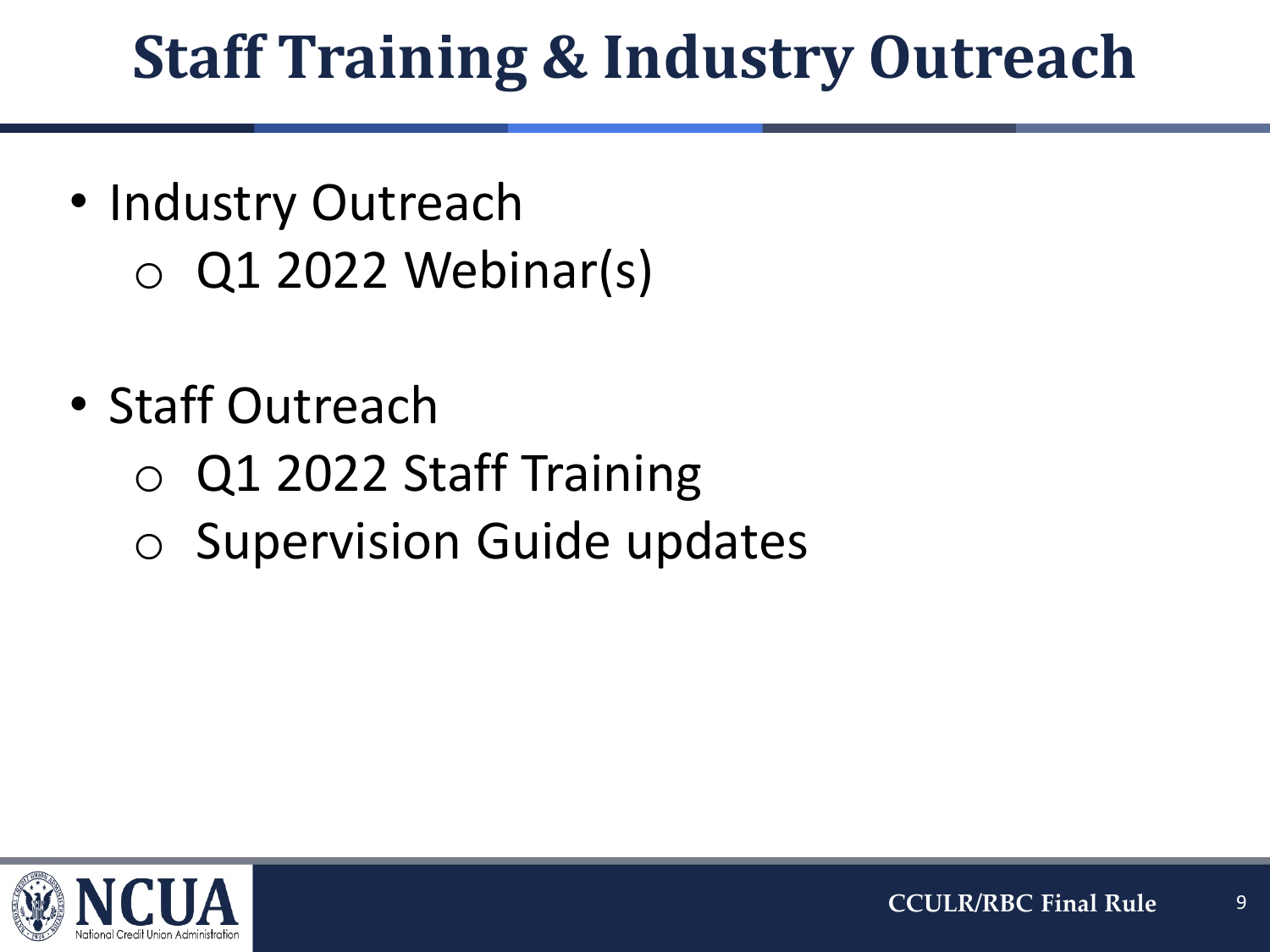# Staff Training & Industry Outreach

- Industry Outreach
  - Q1 2022 Webinar(s)

- Staff Outreach
  - Q1 2022 Staff Training
  - Supervision Guide updates